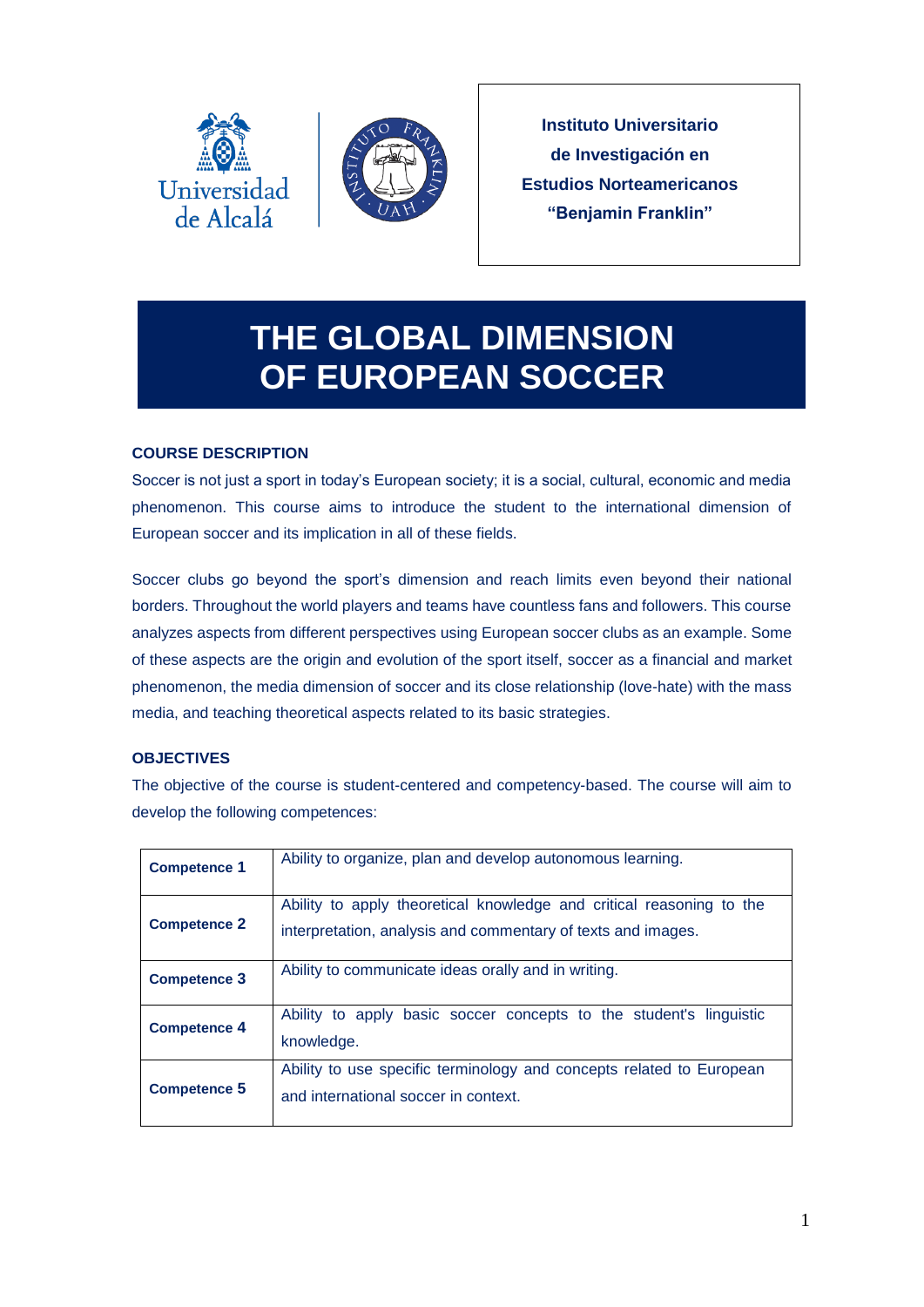Instituto Universitario
de Investigación en
Estudios Norteamericanos
"Benjamin Franklin"

# THE GLOBAL DIMENSION OF EUROPEAN SOCCER

## COURSE DESCRIPTION

Soccer is not just a sport in today's European society; it is a social, cultural, economic and media phenomenon. This course aims to introduce the student to the international dimension of European soccer and its implication in all of these fields.

Soccer clubs go beyond the sport's dimension and reach limits even beyond their national borders. Throughout the world players and teams have countless fans and followers. This course analyzes aspects from different perspectives using European soccer clubs as an example. Some of these aspects are the origin and evolution of the sport itself, soccer as a financial and market phenomenon, the media dimension of soccer and its close relationship (love-hate) with the mass media, and teaching theoretical aspects related to its basic strategies.

## OBJECTIVES

The objective of the course is student-centered and competency-based. The course will aim to develop the following competences:

| | |
|---|---|
| **Competence 1** | Ability to organize, plan and develop autonomous learning. |
| **Competence 2** | Ability to apply theoretical knowledge and critical reasoning to the interpretation, analysis and commentary of texts and images. |
| **Competence 3** | Ability to communicate ideas orally and in writing. |
| **Competence 4** | Ability to apply basic soccer concepts to the student's linguistic knowledge. |
| **Competence 5** | Ability to use specific terminology and concepts related to European and international soccer in context. |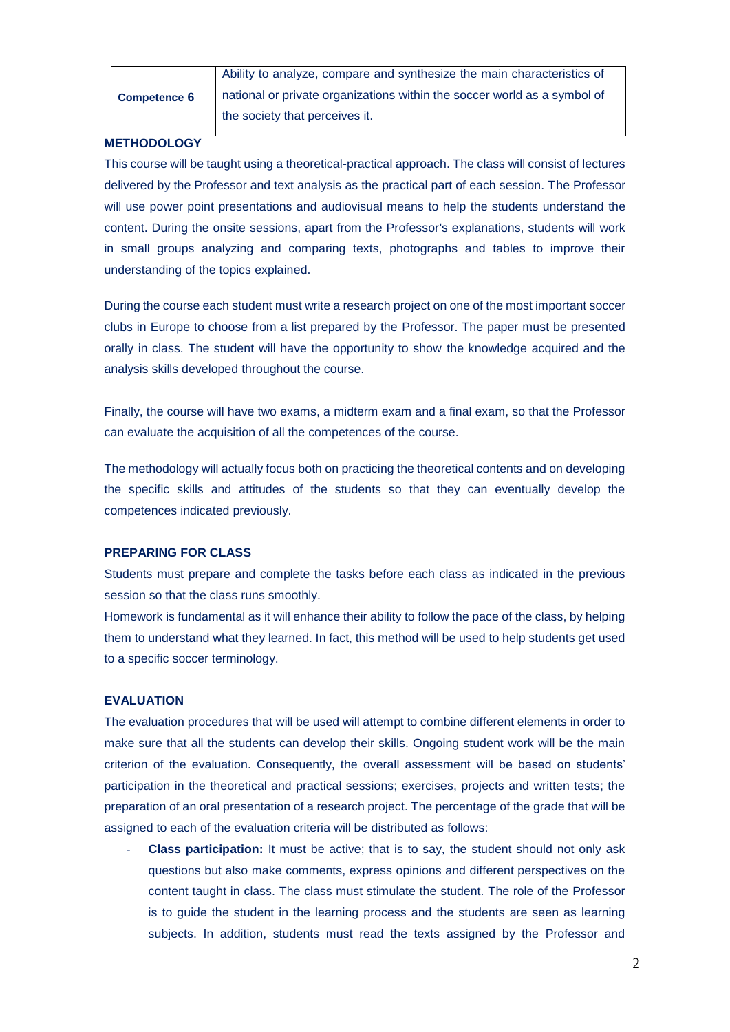| Competence 6 | Ability to analyze, compare and synthesize the main characteristics of national or private organizations within the soccer world as a symbol of the society that perceives it. |
| --- | --- |

**METHODOLOGY**

This course will be taught using a theoretical-practical approach. The class will consist of lectures delivered by the Professor and text analysis as the practical part of each session. The Professor will use power point presentations and audiovisual means to help the students understand the content. During the onsite sessions, apart from the Professor's explanations, students will work in small groups analyzing and comparing texts, photographs and tables to improve their understanding of the topics explained.

During the course each student must write a research project on one of the most important soccer clubs in Europe to choose from a list prepared by the Professor. The paper must be presented orally in class. The student will have the opportunity to show the knowledge acquired and the analysis skills developed throughout the course.

Finally, the course will have two exams, a midterm exam and a final exam, so that the Professor can evaluate the acquisition of all the competences of the course.

The methodology will actually focus both on practicing the theoretical contents and on developing the specific skills and attitudes of the students so that they can eventually develop the competences indicated previously.

**PREPARING FOR CLASS**

Students must prepare and complete the tasks before each class as indicated in the previous session so that the class runs smoothly.
Homework is fundamental as it will enhance their ability to follow the pace of the class, by helping them to understand what they learned. In fact, this method will be used to help students get used to a specific soccer terminology.

**EVALUATION**

The evaluation procedures that will be used will attempt to combine different elements in order to make sure that all the students can develop their skills. Ongoing student work will be the main criterion of the evaluation. Consequently, the overall assessment will be based on students' participation in the theoretical and practical sessions; exercises, projects and written tests; the preparation of an oral presentation of a research project. The percentage of the grade that will be assigned to each of the evaluation criteria will be distributed as follows:

- **Class participation:** It must be active; that is to say, the student should not only ask questions but also make comments, express opinions and different perspectives on the content taught in class. The class must stimulate the student. The role of the Professor is to guide the student in the learning process and the students are seen as learning subjects. In addition, students must read the texts assigned by the Professor and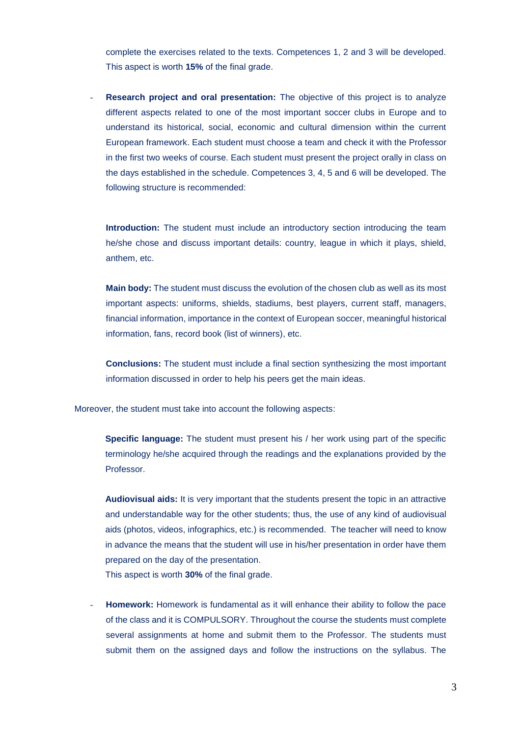complete the exercises related to the texts. Competences 1, 2 and 3 will be developed. This aspect is worth **15%** of the final grade.

- **Research project and oral presentation:** The objective of this project is to analyze different aspects related to one of the most important soccer clubs in Europe and to understand its historical, social, economic and cultural dimension within the current European framework. Each student must choose a team and check it with the Professor in the first two weeks of course. Each student must present the project orally in class on the days established in the schedule. Competences 3, 4, 5 and 6 will be developed. The following structure is recommended:

  **Introduction:** The student must include an introductory section introducing the team he/she chose and discuss important details: country, league in which it plays, shield, anthem, etc.

  **Main body:** The student must discuss the evolution of the chosen club as well as its most important aspects: uniforms, shields, stadiums, best players, current staff, managers, financial information, importance in the context of European soccer, meaningful historical information, fans, record book (list of winners), etc.

  **Conclusions:** The student must include a final section synthesizing the most important information discussed in order to help his peers get the main ideas.

Moreover, the student must take into account the following aspects:

  **Specific language:** The student must present his / her work using part of the specific terminology he/she acquired through the readings and the explanations provided by the Professor.

  **Audiovisual aids:** It is very important that the students present the topic in an attractive and understandable way for the other students; thus, the use of any kind of audiovisual aids (photos, videos, infographics, etc.) is recommended. The teacher will need to know in advance the means that the student will use in his/her presentation in order have them prepared on the day of the presentation.
  This aspect is worth **30%** of the final grade.

- **Homework:** Homework is fundamental as it will enhance their ability to follow the pace of the class and it is COMPULSORY. Throughout the course the students must complete several assignments at home and submit them to the Professor. The students must submit them on the assigned days and follow the instructions on the syllabus. The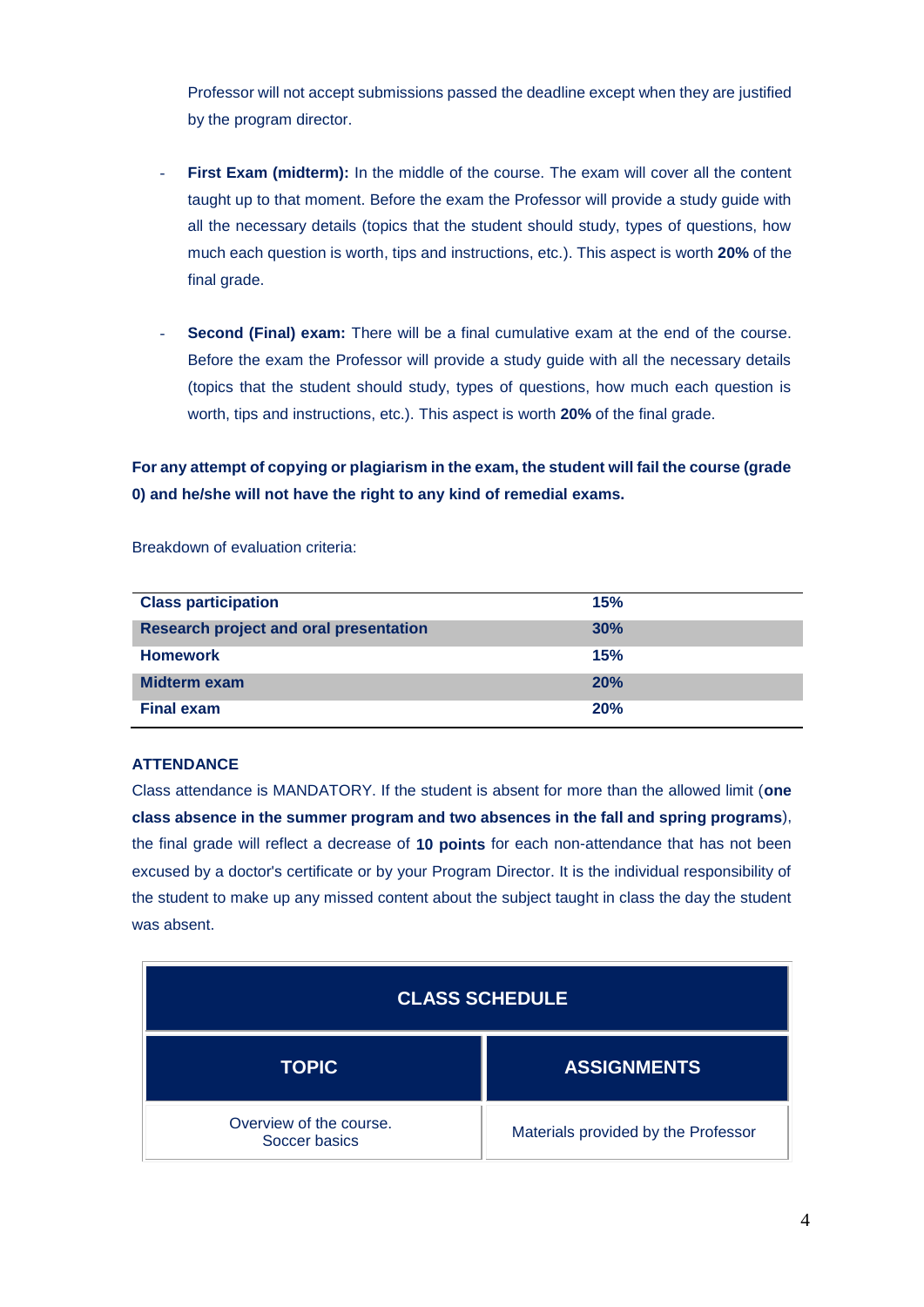Professor will not accept submissions passed the deadline except when they are justified by the program director.

- **First Exam (midterm):** In the middle of the course. The exam will cover all the content taught up to that moment. Before the exam the Professor will provide a study guide with all the necessary details (topics that the student should study, types of questions, how much each question is worth, tips and instructions, etc.). This aspect is worth **20%** of the final grade.

- **Second (Final) exam:** There will be a final cumulative exam at the end of the course. Before the exam the Professor will provide a study guide with all the necessary details (topics that the student should study, types of questions, how much each question is worth, tips and instructions, etc.). This aspect is worth **20%** of the final grade.

**For any attempt of copying or plagiarism in the exam, the student will fail the course (grade 0) and he/she will not have the right to any kind of remedial exams.**

Breakdown of evaluation criteria:

| | |
|---|---|
| **Class participation** | **15%** |
| **Research project and oral presentation** | **30%** |
| **Homework** | **15%** |
| **Midterm exam** | **20%** |
| **Final exam** | **20%** |

**ATTENDANCE**

Class attendance is MANDATORY. If the student is absent for more than the allowed limit (**one class absence in the summer program and two absences in the fall and spring programs**), the final grade will reflect a decrease of **10 points** for each non-attendance that has not been excused by a doctor's certificate or by your Program Director. It is the individual responsibility of the student to make up any missed content about the subject taught in class the day the student was absent.

| CLASS SCHEDULE | |
|---|---|
| **TOPIC** | **ASSIGNMENTS** |
| Overview of the course. Soccer basics | Materials provided by the Professor |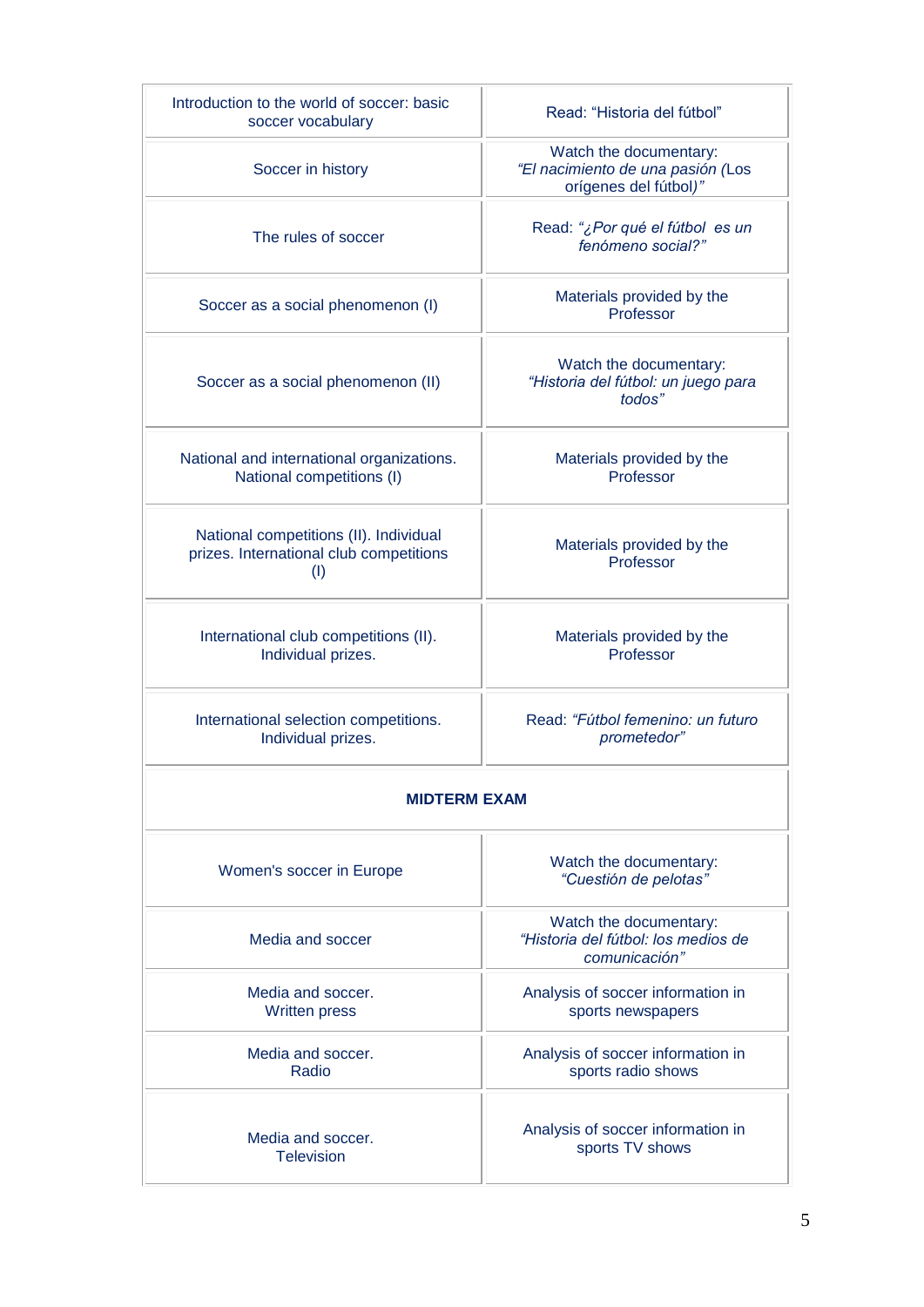| | |
|---|---|
| Introduction to the world of soccer: basic soccer vocabulary | Read: “Historia del fútbol” |
| Soccer in history | Watch the documentary: *“El nacimiento de una pasión (*Los *orígenes del fútbol)”* |
| The rules of soccer | Read: *“¿Por qué el fútbol es un fenómeno social?”* |
| Soccer as a social phenomenon (I) | Materials provided by the Professor |
| Soccer as a social phenomenon (II) | Watch the documentary: *“Historia del fútbol: un juego para todos”* |
| National and international organizations. National competitions (I) | Materials provided by the Professor |
| National competitions (II). Individual prizes. International club competitions (I) | Materials provided by the Professor |
| International club competitions (II). Individual prizes. | Materials provided by the Professor |
| International selection competitions. Individual prizes. | Read: *“Fútbol femenino: un futuro prometedor”* |
| **MIDTERM EXAM** | |
| Women's soccer in Europe | Watch the documentary: *“Cuestión de pelotas”* |
| Media and soccer | Watch the documentary: *“Historia del fútbol: los medios de comunicación”* |
| Media and soccer. Written press | Analysis of soccer information in sports newspapers |
| Media and soccer. Radio | Analysis of soccer information in sports radio shows |
| Media and soccer. Television | Analysis of soccer information in sports TV shows |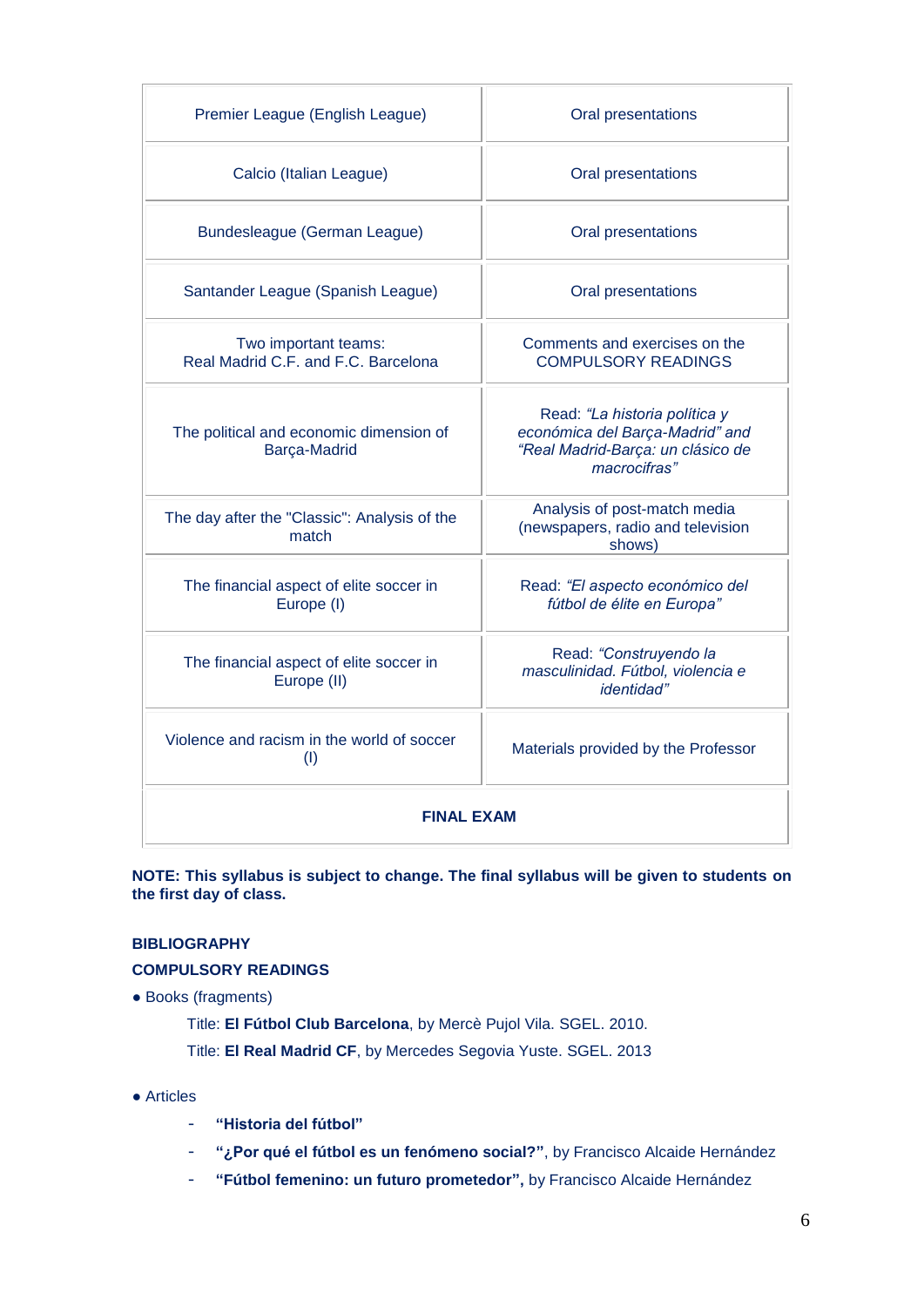| | |
|---|---|
| Premier League (English League) | Oral presentations |
| Calcio (Italian League) | Oral presentations |
| Bundesleague (German League) | Oral presentations |
| Santander League (Spanish League) | Oral presentations |
| Two important teams: Real Madrid C.F. and F.C. Barcelona | Comments and exercises on the COMPULSORY READINGS |
| The political and economic dimension of Barça-Madrid | Read: *"La historia política y económica del Barça-Madrid"* and *"Real Madrid-Barça: un clásico de macrocifras"* |
| The day after the "Classic": Analysis of the match | Analysis of post-match media (newspapers, radio and television shows) |
| The financial aspect of elite soccer in Europe (I) | Read: *"El aspecto económico del fútbol de élite en Europa"* |
| The financial aspect of elite soccer in Europe (II) | Read: *"Construyendo la masculinidad. Fútbol, violencia e identidad"* |
| Violence and racism in the world of soccer (I) | Materials provided by the Professor |
| **FINAL EXAM** | |

**NOTE: This syllabus is subject to change. The final syllabus will be given to students on the first day of class.**

**BIBLIOGRAPHY**

**COMPULSORY READINGS**

- Books (fragments)

  Title: **El Fútbol Club Barcelona**, by Mercè Pujol Vila. SGEL. 2010.

  Title: **El Real Madrid CF**, by Mercedes Segovia Yuste. SGEL. 2013

- Articles
  - **"Historia del fútbol"**
  - **"¿Por qué el fútbol es un fenómeno social?"**, by Francisco Alcaide Hernández
  - **"Fútbol femenino: un futuro prometedor",** by Francisco Alcaide Hernández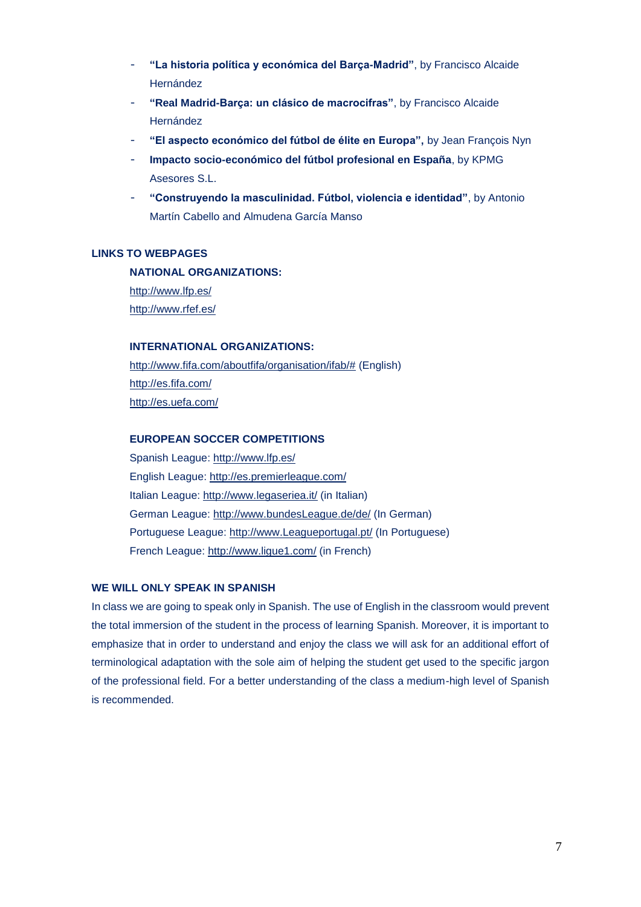- **"La historia política y económica del Barça-Madrid"**, by Francisco Alcaide Hernández
- **"Real Madrid-Barça: un clásico de macrocifras"**, by Francisco Alcaide Hernández
- **"El aspecto económico del fútbol de élite en Europa",** by Jean François Nyn
- **Impacto socio-económico del fútbol profesional en España**, by KPMG Asesores S.L.
- **"Construyendo la masculinidad. Fútbol, violencia e identidad"**, by Antonio Martín Cabello and Almudena García Manso

### LINKS TO WEBPAGES

**NATIONAL ORGANIZATIONS:**

http://www.lfp.es/
http://www.rfef.es/

**INTERNATIONAL ORGANIZATIONS:**

http://www.fifa.com/aboutfifa/organisation/ifab/# (English)
http://es.fifa.com/
http://es.uefa.com/

**EUROPEAN SOCCER COMPETITIONS**

Spanish League: http://www.lfp.es/
English League: http://es.premierleague.com/
Italian League: http://www.legaseriea.it/ (in Italian)
German League: http://www.bundesLeague.de/de/ (In German)
Portuguese League: http://www.Leagueportugal.pt/ (In Portuguese)
French League: http://www.ligue1.com/ (in French)

### WE WILL ONLY SPEAK IN SPANISH

In class we are going to speak only in Spanish. The use of English in the classroom would prevent the total immersion of the student in the process of learning Spanish. Moreover, it is important to emphasize that in order to understand and enjoy the class we will ask for an additional effort of terminological adaptation with the sole aim of helping the student get used to the specific jargon of the professional field. For a better understanding of the class a medium-high level of Spanish is recommended.